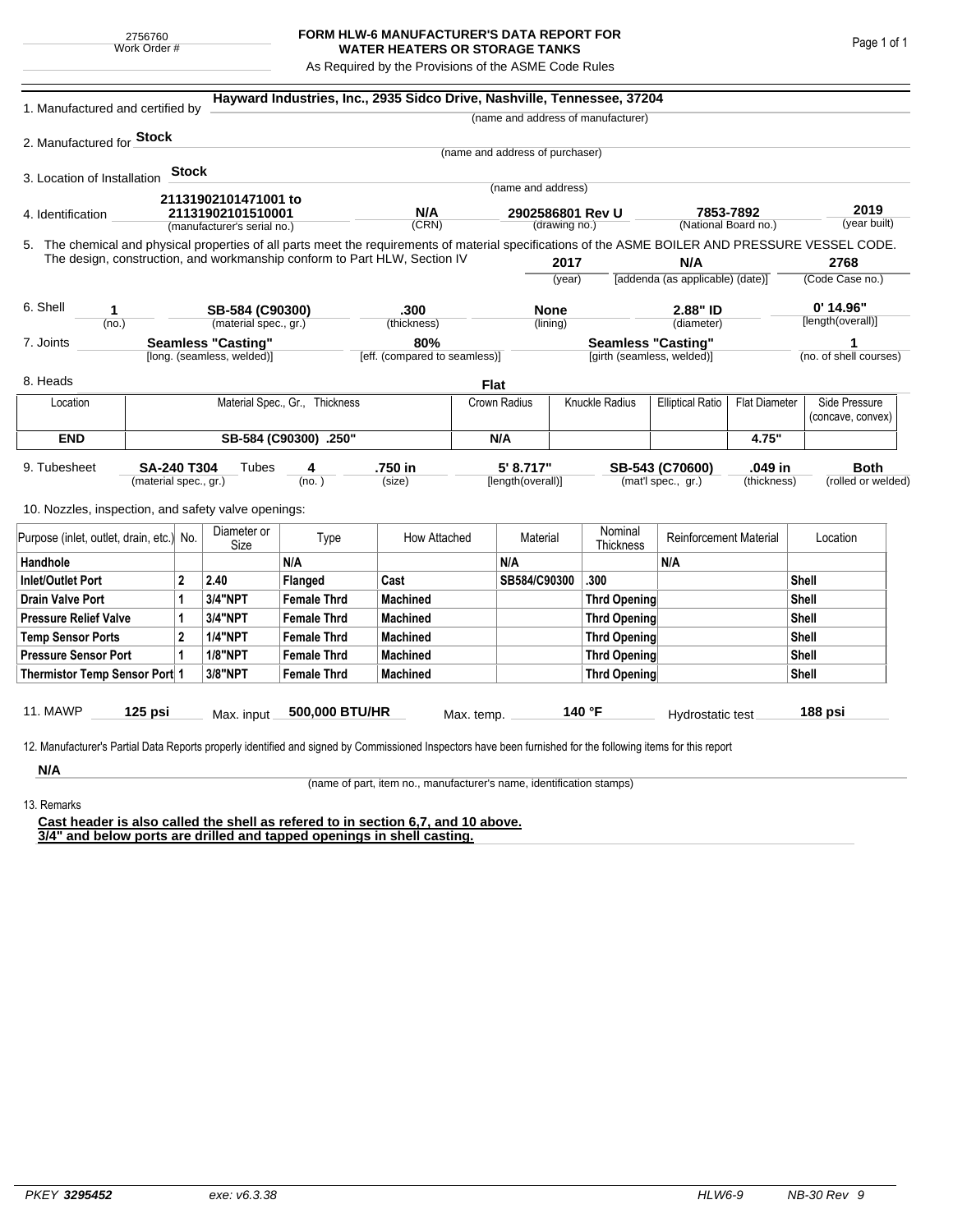2756760
Work Order #

# FORM HLW-6 MANUFACTURER'S DATA REPORT FOR WATER HEATERS OR STORAGE TANKS

As Required by the Provisions of the ASME Code Rules

1. Manufactured and certified by **Hayward Industries, Inc., 2935 Sidco Drive, Nashville, Tennessee, 37204**
(name and address of manufacturer)

2. Manufactured for **Stock**
(name and address of purchaser)

3. Location of Installation **Stock**
(name and address)

4. Identification **21131902101471001 to 21131902101510001** (manufacturer's serial no.) **N/A** (CRN) **2902586801 Rev U** (drawing no.) **7853-7892** (National Board no.) **2019** (year built)

5. The chemical and physical properties of all parts meet the requirements of material specifications of the ASME BOILER AND PRESSURE VESSEL CODE. The design, construction, and workmanship conform to Part HLW, Section IV **2017** (year) **N/A** [addenda (as applicable) (date)] **2768** (Code Case no.)

6. Shell **1** (no.) **SB-584 (C90300)** (material spec., gr.) **.300** (thickness) **None** (lining) **2.88" ID** (diameter) **0' 14.96"** [length(overall)]

7. Joints **Seamless "Casting"** [long. (seamless, welded)] **80%** [eff. (compared to seamless)] **Seamless "Casting"** [girth (seamless, welded)] **1** (no. of shell courses)

8. Heads **Flat**

| Location | Material Spec., Gr., Thickness | Crown Radius | Knuckle Radius | Elliptical Ratio | Flat Diameter | Side Pressure (concave, convex) |
|---|---|---|---|---|---|---|
| **END** | **SB-584 (C90300) .250"** | **N/A** | | | **4.75"** | |

9. Tubesheet **SA-240 T304** (material spec., gr.) Tubes **4** (no.) **.750 in** (size) **5' 8.717"** [length(overall)] **SB-543 (C70600)** (mat'l spec., gr.) **.049 in** (thickness) **Both** (rolled or welded)

10. Nozzles, inspection, and safety valve openings:

| Purpose (inlet, outlet, drain, etc.) | No. | Diameter or Size | Type | How Attached | Material | Nominal Thickness | Reinforcement Material | Location |
|---|---|---|---|---|---|---|---|---|
| **Handhole** | | | **N/A** | | **N/A** | | **N/A** | |
| **Inlet/Outlet Port** | **2** | **2.40** | **Flanged** | **Cast** | **SB584/C90300** | **.300** | | **Shell** |
| **Drain Valve Port** | **1** | **3/4"NPT** | **Female Thrd** | **Machined** | | **Thrd Opening** | | **Shell** |
| **Pressure Relief Valve** | **1** | **3/4"NPT** | **Female Thrd** | **Machined** | | **Thrd Opening** | | **Shell** |
| **Temp Sensor Ports** | **2** | **1/4"NPT** | **Female Thrd** | **Machined** | | **Thrd Opening** | | **Shell** |
| **Pressure Sensor Port** | **1** | **1/8"NPT** | **Female Thrd** | **Machined** | | **Thrd Opening** | | **Shell** |
| **Thermistor Temp Sensor Port** | **1** | **3/8"NPT** | **Female Thrd** | **Machined** | | **Thrd Opening** | | **Shell** |

11. MAWP **125 psi** Max. input **500,000 BTU/HR** Max. temp. **140 °F** Hydrostatic test **188 psi**

12. Manufacturer's Partial Data Reports properly identified and signed by Commissioned Inspectors have been furnished for the following items for this report

**N/A**
(name of part, item no., manufacturer's name, identification stamps)

13. Remarks

**Cast header is also called the shell as refered to in section 6,7, and 10 above.**
**3/4" and below ports are drilled and tapped openings in shell casting.**

PKEY *3295452* exe: v6.3.38 HLW6-9 NB-30 Rev 9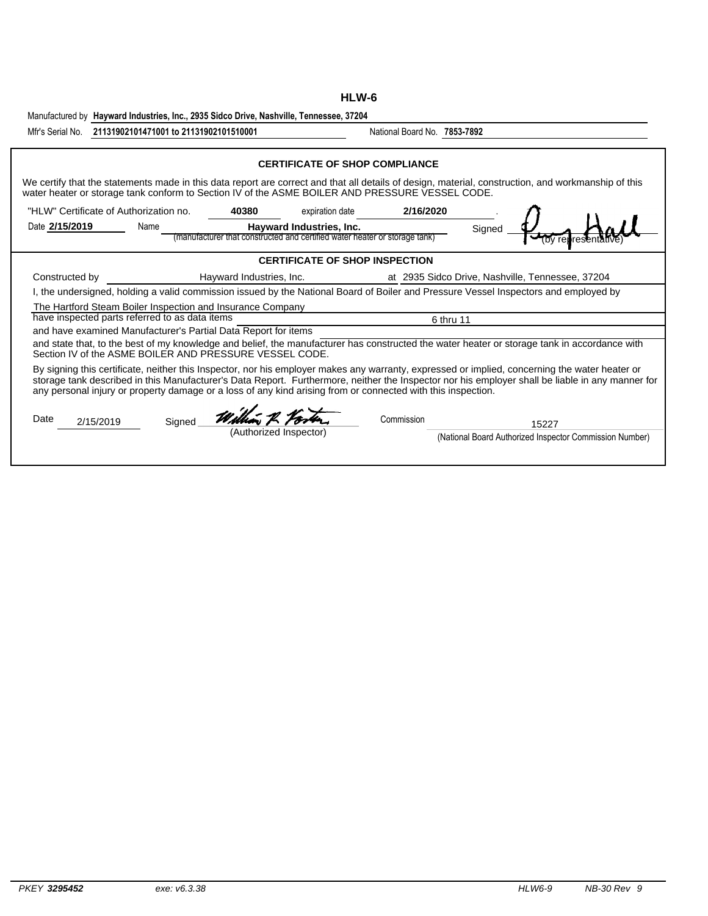# HLW-6

Manufactured by **Hayward Industries, Inc., 2935 Sidco Drive, Nashville, Tennessee, 37204**

Mfr's Serial No. **21131902101471001 to 21131902101510001** National Board No. **7853-7892**

## CERTIFICATE OF SHOP COMPLIANCE

We certify that the statements made in this data report are correct and that all details of design, material, construction, and workmanship of this water heater or storage tank conform to Section IV of the ASME BOILER AND PRESSURE VESSEL CODE.

"HLW" Certificate of Authorization no. **40380** expiration date **2/16/2020**.

Date **2/15/2019** Name **Hayward Industries, Inc.** (manufacturer that constructed and certified water heater or storage tank) Signed Perry Hall (by representative)

## CERTIFICATE OF SHOP INSPECTION

Constructed by Hayward Industries, Inc. at 2935 Sidco Drive, Nashville, Tennessee, 37204

I, the undersigned, holding a valid commission issued by the National Board of Boiler and Pressure Vessel Inspectors and employed by The Hartford Steam Boiler Inspection and Insurance Company

have inspected parts referred to as data items 6 thru 11

and have examined Manufacturer's Partial Data Report for items

and state that, to the best of my knowledge and belief, the manufacturer has constructed the water heater or storage tank in accordance with Section IV of the ASME BOILER AND PRESSURE VESSEL CODE.

By signing this certificate, neither this Inspector, nor his employer makes any warranty, expressed or implied, concerning the water heater or storage tank described in this Manufacturer's Data Report. Furthermore, neither the Inspector nor his employer shall be liable in any manner for any personal injury or property damage or a loss of any kind arising from or connected with this inspection.

Date 2/15/2019 Signed William R. Foster (Authorized Inspector) Commission 15227 (National Board Authorized Inspector Commission Number)

*PKEY* ***3295452*** *exe: v6.3.38* *HLW6-9* *NB-30 Rev 9*